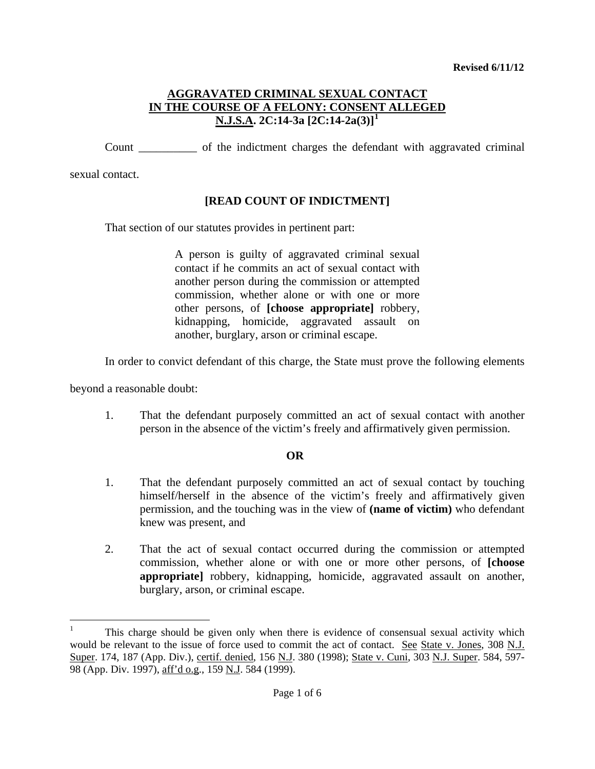Revised 6/11/12

# AGGRAVATED CRIMINAL SEXUAL CONTACT IN THE COURSE OF A FELONY: CONSENT ALLEGED N.J.S.A. 2C:14-3a [2C:14-2a(3)][1]

Count __________ of the indictment charges the defendant with aggravated criminal sexual contact.

**[READ COUNT OF INDICTMENT]**

That section of our statutes provides in pertinent part:

> A person is guilty of aggravated criminal sexual contact if he commits an act of sexual contact with another person during the commission or attempted commission, whether alone or with one or more other persons, of **[choose appropriate]** robbery, kidnapping, homicide, aggravated assault on another, burglary, arson or criminal escape.

In order to convict defendant of this charge, the State must prove the following elements beyond a reasonable doubt:

1. That the defendant purposely committed an act of sexual contact with another person in the absence of the victim's freely and affirmatively given permission.

**OR**

1. That the defendant purposely committed an act of sexual contact by touching himself/herself in the absence of the victim's freely and affirmatively given permission, and the touching was in the view of **(name of victim)** who defendant knew was present, and

2. That the act of sexual contact occurred during the commission or attempted commission, whether alone or with one or more other persons, of **[choose appropriate]** robbery, kidnapping, homicide, aggravated assault on another, burglary, arson, or criminal escape.

---

[1] This charge should be given only when there is evidence of consensual sexual activity which would be relevant to the issue of force used to commit the act of contact. See State v. Jones, 308 N.J. Super. 174, 187 (App. Div.), certif. denied, 156 N.J. 380 (1998); State v. Cuni, 303 N.J. Super. 584, 597-98 (App. Div. 1997), aff'd o.g., 159 N.J. 584 (1999).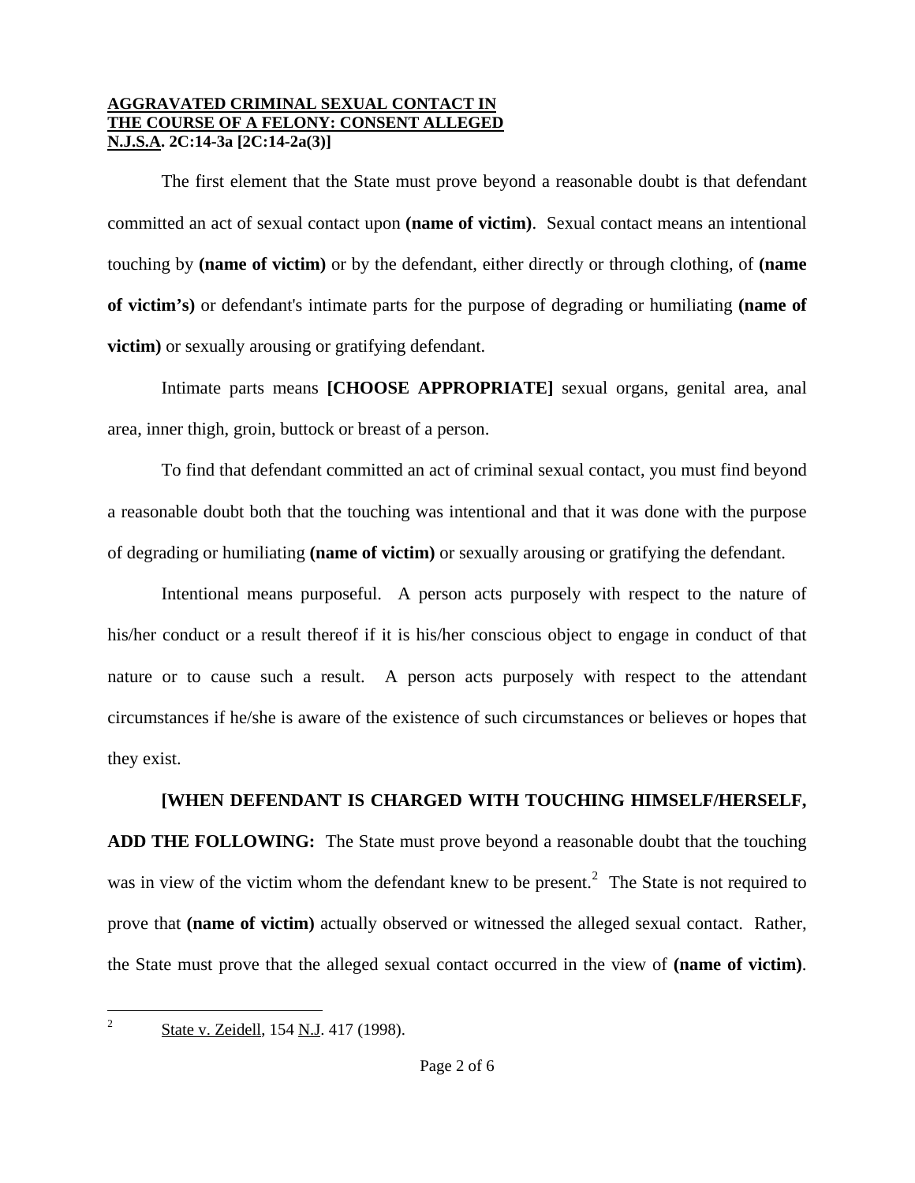**AGGRAVATED CRIMINAL SEXUAL CONTACT IN THE COURSE OF A FELONY: CONSENT ALLEGED**
**N.J.S.A. 2C:14-3a [2C:14-2a(3)]**

The first element that the State must prove beyond a reasonable doubt is that defendant committed an act of sexual contact upon **(name of victim)**. Sexual contact means an intentional touching by **(name of victim)** or by the defendant, either directly or through clothing, of **(name of victim's)** or defendant's intimate parts for the purpose of degrading or humiliating **(name of victim)** or sexually arousing or gratifying defendant.

Intimate parts means **[CHOOSE APPROPRIATE]** sexual organs, genital area, anal area, inner thigh, groin, buttock or breast of a person.

To find that defendant committed an act of criminal sexual contact, you must find beyond a reasonable doubt both that the touching was intentional and that it was done with the purpose of degrading or humiliating **(name of victim)** or sexually arousing or gratifying the defendant.

Intentional means purposeful. A person acts purposely with respect to the nature of his/her conduct or a result thereof if it is his/her conscious object to engage in conduct of that nature or to cause such a result. A person acts purposely with respect to the attendant circumstances if he/she is aware of the existence of such circumstances or believes or hopes that they exist.

**[WHEN DEFENDANT IS CHARGED WITH TOUCHING HIMSELF/HERSELF, ADD THE FOLLOWING:** The State must prove beyond a reasonable doubt that the touching was in view of the victim whom the defendant knew to be present.[2] The State is not required to prove that **(name of victim)** actually observed or witnessed the alleged sexual contact. Rather, the State must prove that the alleged sexual contact occurred in the view of **(name of victim)**.

---

[2] State v. Zeidell, 154 N.J. 417 (1998).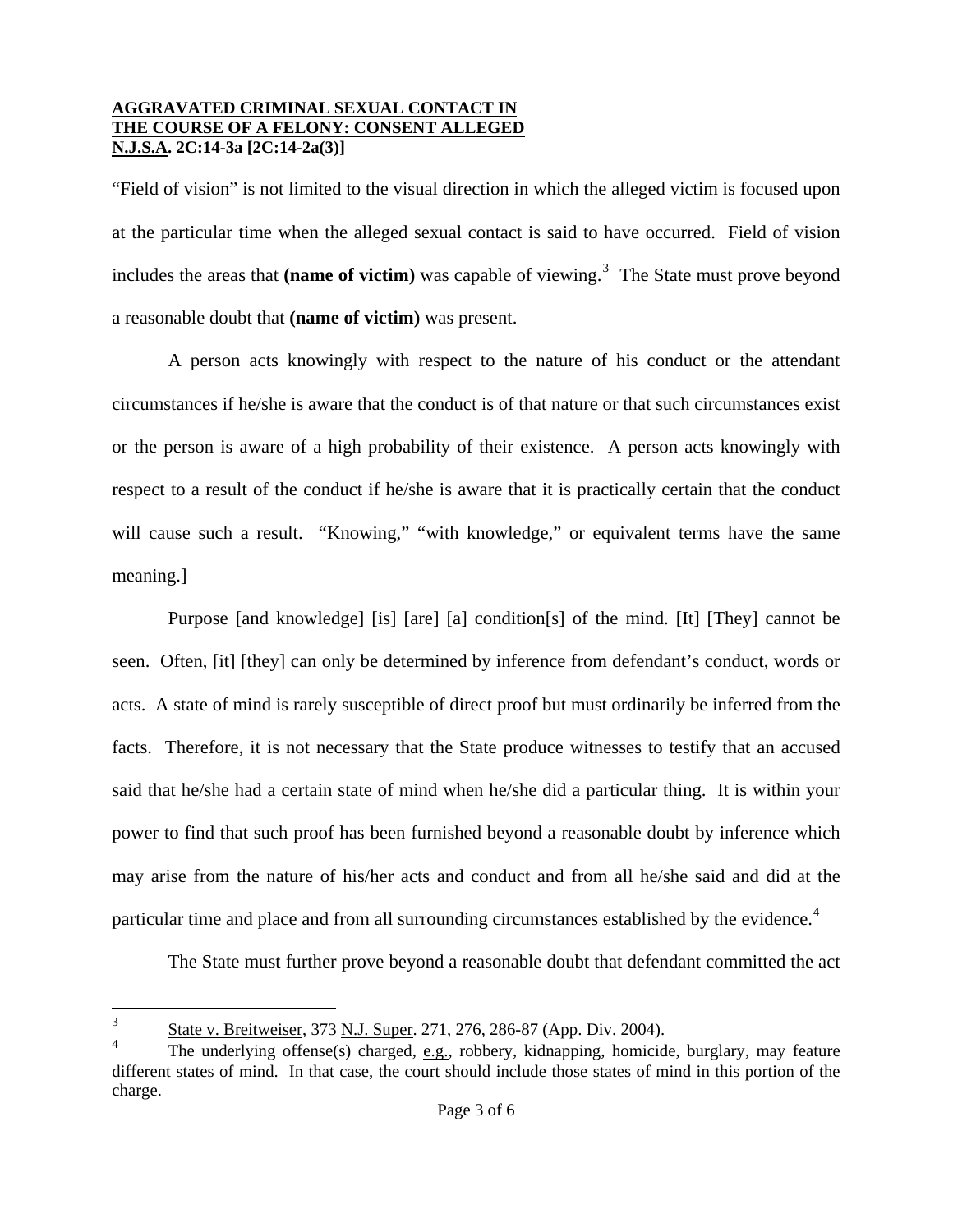"Field of vision" is not limited to the visual direction in which the alleged victim is focused upon at the particular time when the alleged sexual contact is said to have occurred. Field of vision includes the areas that **(name of victim)** was capable of viewing.[3] The State must prove beyond a reasonable doubt that **(name of victim)** was present.

A person acts knowingly with respect to the nature of his conduct or the attendant circumstances if he/she is aware that the conduct is of that nature or that such circumstances exist or the person is aware of a high probability of their existence. A person acts knowingly with respect to a result of the conduct if he/she is aware that it is practically certain that the conduct will cause such a result. "Knowing," "with knowledge," or equivalent terms have the same meaning.]

Purpose [and knowledge] [is] [are] [a] condition[s] of the mind. [It] [They] cannot be seen. Often, [it] [they] can only be determined by inference from defendant's conduct, words or acts. A state of mind is rarely susceptible of direct proof but must ordinarily be inferred from the facts. Therefore, it is not necessary that the State produce witnesses to testify that an accused said that he/she had a certain state of mind when he/she did a particular thing. It is within your power to find that such proof has been furnished beyond a reasonable doubt by inference which may arise from the nature of his/her acts and conduct and from all he/she said and did at the particular time and place and from all surrounding circumstances established by the evidence.[4]

The State must further prove beyond a reasonable doubt that defendant committed the act

---

[3] State v. Breitweiser, 373 N.J. Super. 271, 276, 286-87 (App. Div. 2004).

[4] The underlying offense(s) charged, e.g., robbery, kidnapping, homicide, burglary, may feature different states of mind. In that case, the court should include those states of mind in this portion of the charge.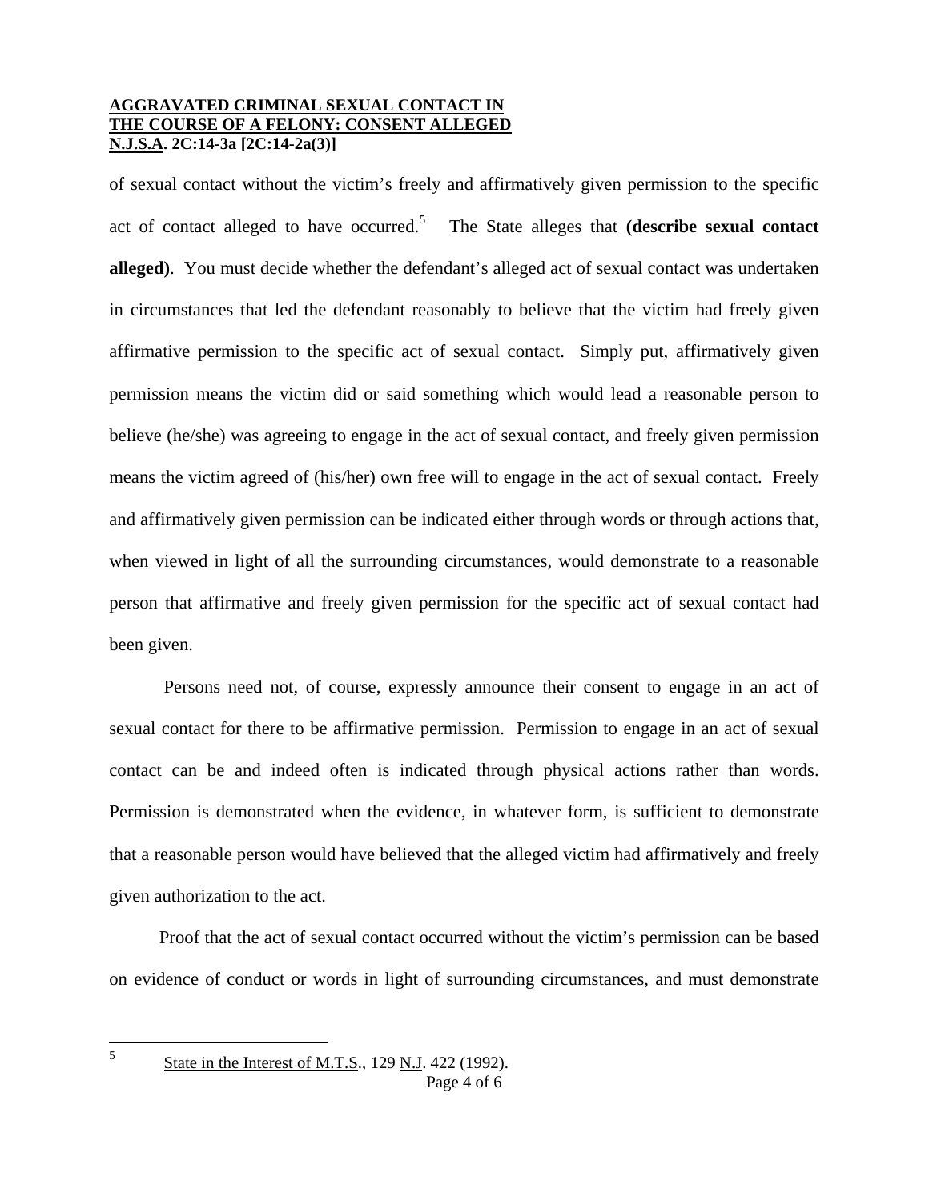of sexual contact without the victim's freely and affirmatively given permission to the specific act of contact alleged to have occurred.[5] The State alleges that **(describe sexual contact alleged)**. You must decide whether the defendant's alleged act of sexual contact was undertaken in circumstances that led the defendant reasonably to believe that the victim had freely given affirmative permission to the specific act of sexual contact. Simply put, affirmatively given permission means the victim did or said something which would lead a reasonable person to believe (he/she) was agreeing to engage in the act of sexual contact, and freely given permission means the victim agreed of (his/her) own free will to engage in the act of sexual contact. Freely and affirmatively given permission can be indicated either through words or through actions that, when viewed in light of all the surrounding circumstances, would demonstrate to a reasonable person that affirmative and freely given permission for the specific act of sexual contact had been given.

Persons need not, of course, expressly announce their consent to engage in an act of sexual contact for there to be affirmative permission. Permission to engage in an act of sexual contact can be and indeed often is indicated through physical actions rather than words. Permission is demonstrated when the evidence, in whatever form, is sufficient to demonstrate that a reasonable person would have believed that the alleged victim had affirmatively and freely given authorization to the act.

Proof that the act of sexual contact occurred without the victim's permission can be based on evidence of conduct or words in light of surrounding circumstances, and must demonstrate

---

[5] State in the Interest of M.T.S., 129 N.J. 422 (1992).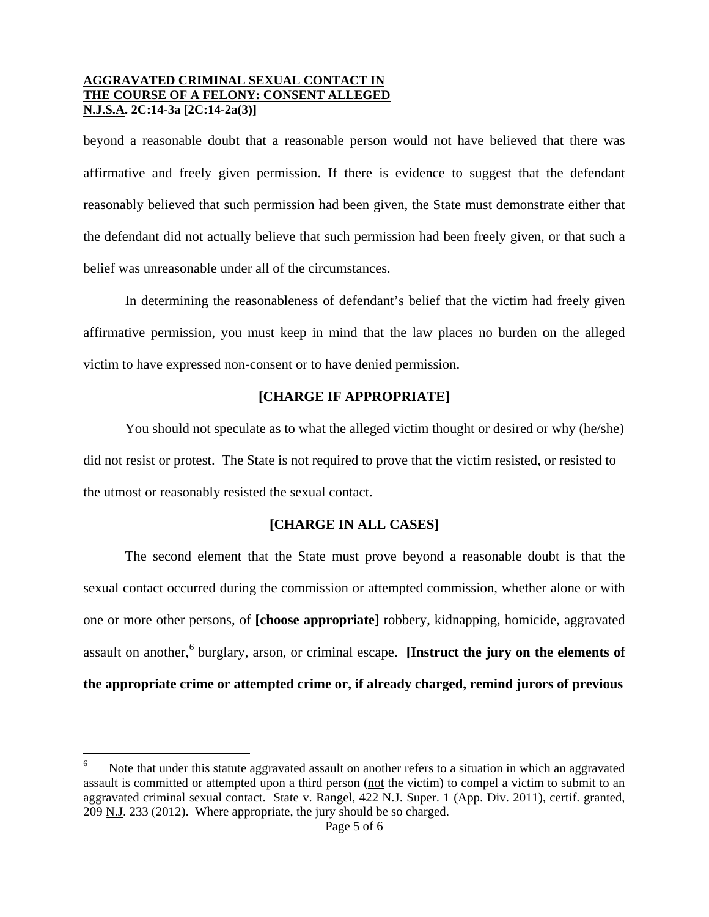beyond a reasonable doubt that a reasonable person would not have believed that there was affirmative and freely given permission. If there is evidence to suggest that the defendant reasonably believed that such permission had been given, the State must demonstrate either that the defendant did not actually believe that such permission had been freely given, or that such a belief was unreasonable under all of the circumstances.

In determining the reasonableness of defendant's belief that the victim had freely given affirmative permission, you must keep in mind that the law places no burden on the alleged victim to have expressed non-consent or to have denied permission.

**[CHARGE IF APPROPRIATE]**

You should not speculate as to what the alleged victim thought or desired or why (he/she) did not resist or protest. The State is not required to prove that the victim resisted, or resisted to the utmost or reasonably resisted the sexual contact.

**[CHARGE IN ALL CASES]**

The second element that the State must prove beyond a reasonable doubt is that the sexual contact occurred during the commission or attempted commission, whether alone or with one or more other persons, of **[choose appropriate]** robbery, kidnapping, homicide, aggravated assault on another,[6] burglary, arson, or criminal escape. **[Instruct the jury on the elements of the appropriate crime or attempted crime or, if already charged, remind jurors of previous**

---

[6] Note that under this statute aggravated assault on another refers to a situation in which an aggravated assault is committed or attempted upon a third person (not the victim) to compel a victim to submit to an aggravated criminal sexual contact. State v. Rangel, 422 N.J. Super. 1 (App. Div. 2011), certif. granted, 209 N.J. 233 (2012). Where appropriate, the jury should be so charged.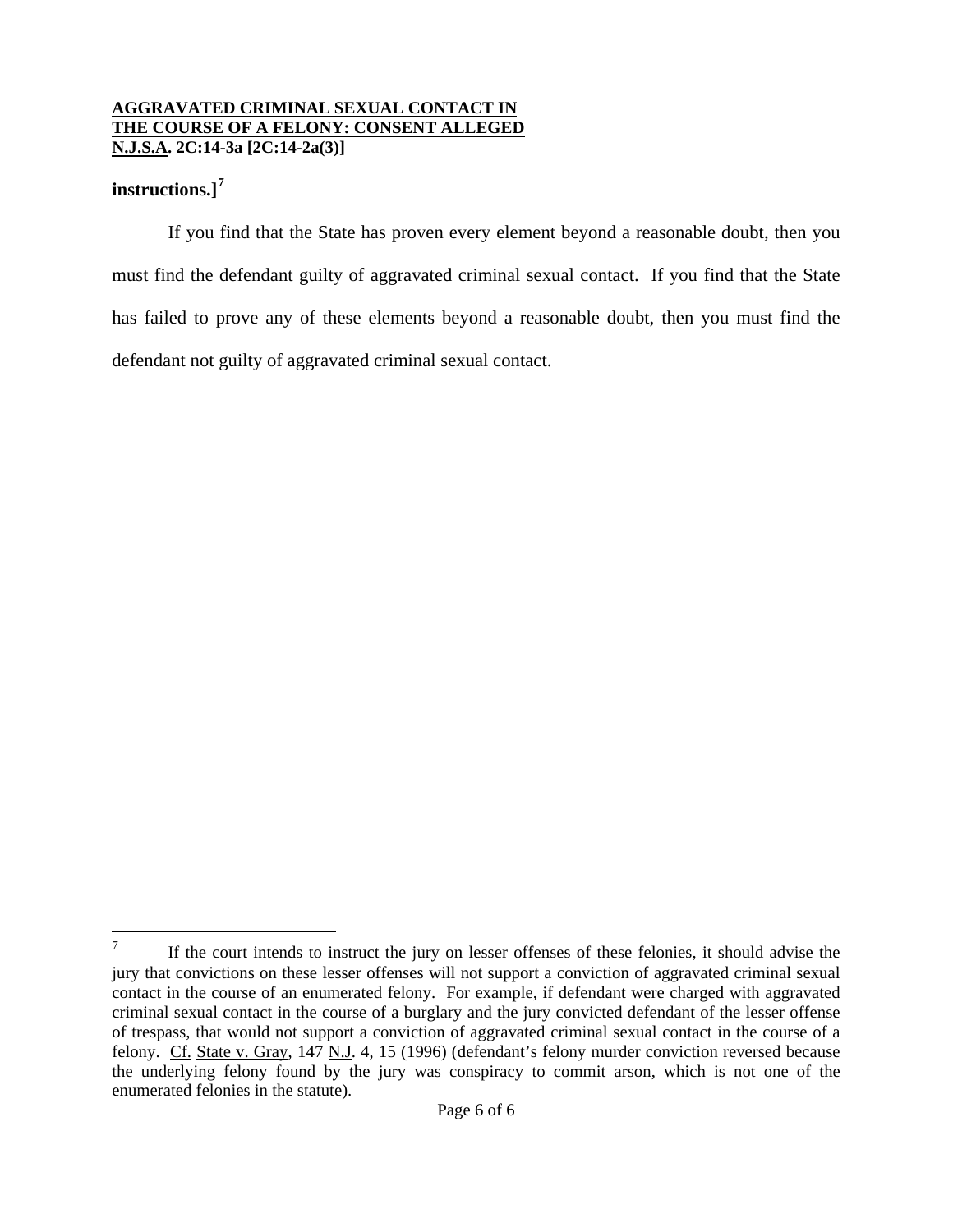**instructions.][7]**

If you find that the State has proven every element beyond a reasonable doubt, then you must find the defendant guilty of aggravated criminal sexual contact. If you find that the State has failed to prove any of these elements beyond a reasonable doubt, then you must find the defendant not guilty of aggravated criminal sexual contact.

---

[7] If the court intends to instruct the jury on lesser offenses of these felonies, it should advise the jury that convictions on these lesser offenses will not support a conviction of aggravated criminal sexual contact in the course of an enumerated felony. For example, if defendant were charged with aggravated criminal sexual contact in the course of a burglary and the jury convicted defendant of the lesser offense of trespass, that would not support a conviction of aggravated criminal sexual contact in the course of a felony. Cf. State v. Gray, 147 N.J. 4, 15 (1996) (defendant's felony murder conviction reversed because the underlying felony found by the jury was conspiracy to commit arson, which is not one of the enumerated felonies in the statute).